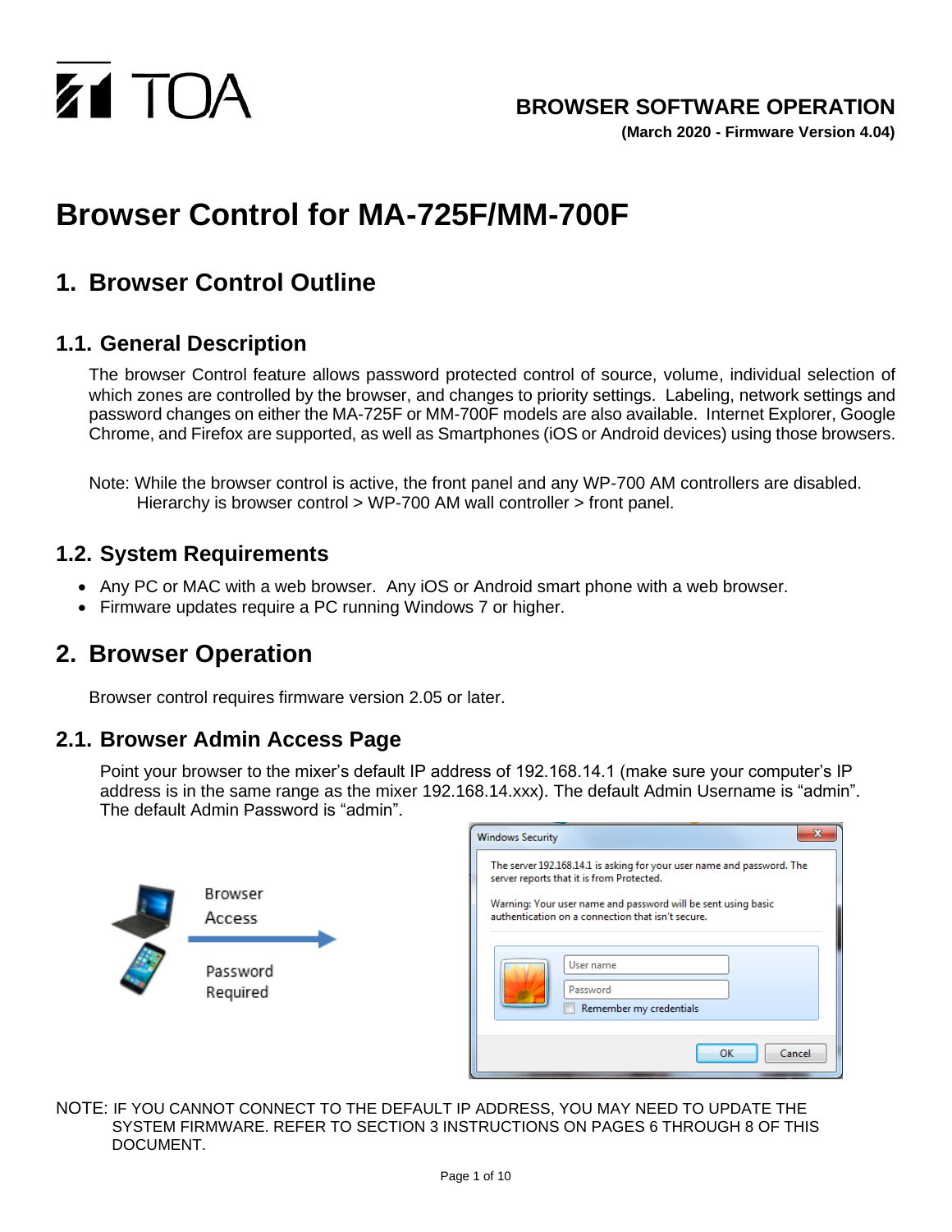**BROWSER SOFTWARE OPERATION**

**(March 2020 - Firmware Version 4.04)**

# Browser Control for MA-725F/MM-700F

## 1. Browser Control Outline

### 1.1. General Description

The browser Control feature allows password protected control of source, volume, individual selection of which zones are controlled by the browser, and changes to priority settings. Labeling, network settings and password changes on either the MA-725F or MM-700F models are also available. Internet Explorer, Google Chrome, and Firefox are supported, as well as Smartphones (iOS or Android devices) using those browsers.

Note: While the browser control is active, the front panel and any WP-700 AM controllers are disabled. Hierarchy is browser control > WP-700 AM wall controller > front panel.

### 1.2. System Requirements

- Any PC or MAC with a web browser. Any iOS or Android smart phone with a web browser.
- Firmware updates require a PC running Windows 7 or higher.

## 2. Browser Operation

Browser control requires firmware version 2.05 or later.

### 2.1. Browser Admin Access Page

Point your browser to the mixer's default IP address of 192.168.14.1 (make sure your computer's IP address is in the same range as the mixer 192.168.14.xxx). The default Admin Username is "admin". The default Admin Password is "admin".

Browser Access

Password Required

Windows Security

The server 192.168.14.1 is asking for your user name and password. The server reports that it is from Protected.

Warning: Your user name and password will be sent using basic authentication on a connection that isn't secure.

User name

Password

Remember my credentials

OK Cancel

NOTE: IF YOU CANNOT CONNECT TO THE DEFAULT IP ADDRESS, YOU MAY NEED TO UPDATE THE SYSTEM FIRMWARE. REFER TO SECTION 3 INSTRUCTIONS ON PAGES 6 THROUGH 8 OF THIS DOCUMENT.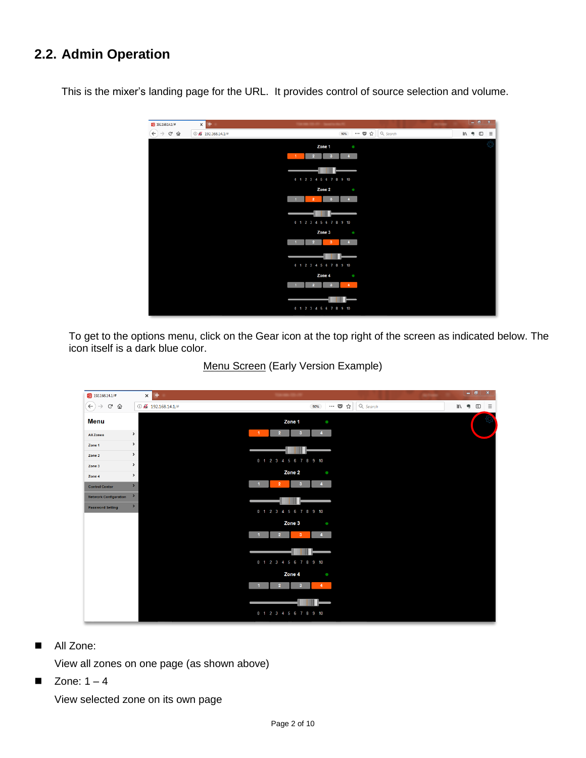## 2.2. Admin Operation

This is the mixer's landing page for the URL. It provides control of source selection and volume.

To get to the options menu, click on the Gear icon at the top right of the screen as indicated below. The icon itself is a dark blue color.

Menu Screen (Early Version Example)

- All Zone:

  View all zones on one page (as shown above)

- Zone: 1 – 4

  View selected zone on its own page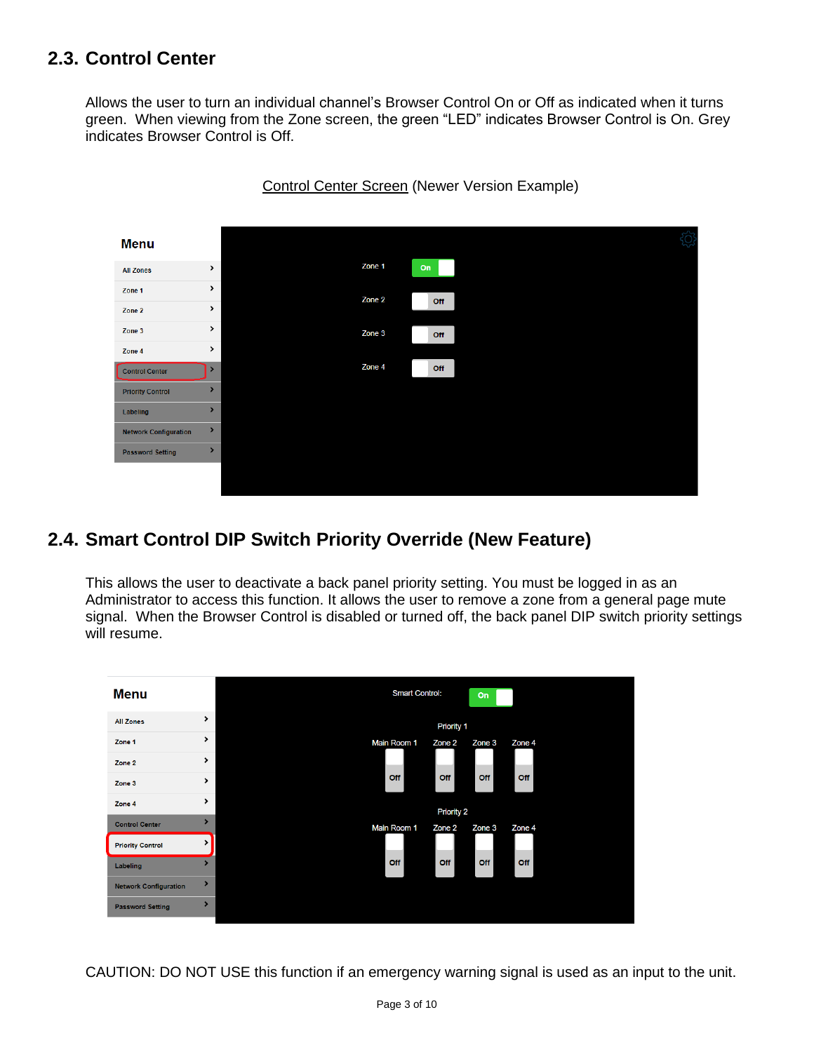## 2.3. Control Center

Allows the user to turn an individual channel's Browser Control On or Off as indicated when it turns green. When viewing from the Zone screen, the green "LED" indicates Browser Control is On. Grey indicates Browser Control is Off.

Control Center Screen (Newer Version Example)

## 2.4. Smart Control DIP Switch Priority Override (New Feature)

This allows the user to deactivate a back panel priority setting. You must be logged in as an Administrator to access this function. It allows the user to remove a zone from a general page mute signal. When the Browser Control is disabled or turned off, the back panel DIP switch priority settings will resume.

CAUTION: DO NOT USE this function if an emergency warning signal is used as an input to the unit.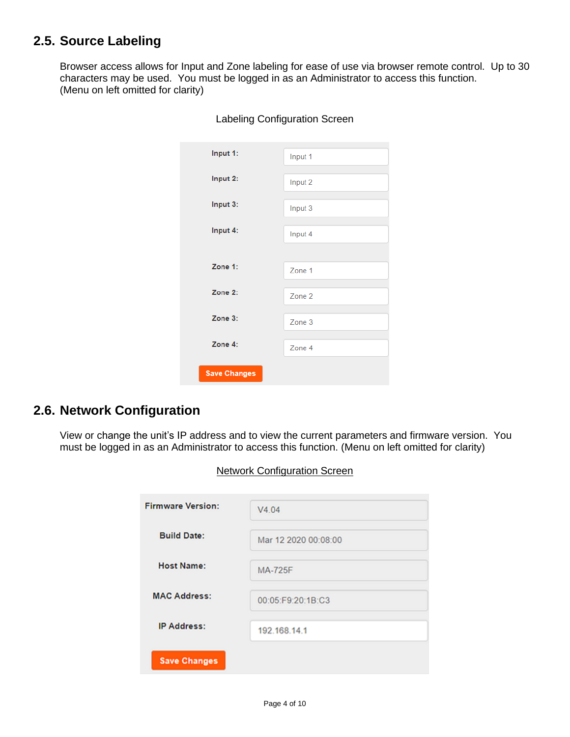## 2.5. Source Labeling

Browser access allows for Input and Zone labeling for ease of use via browser remote control. Up to 30 characters may be used. You must be logged in as an Administrator to access this function. (Menu on left omitted for clarity)

Labeling Configuration Screen

| | |
|---|---|
| Input 1: | Input 1 |
| Input 2: | Input 2 |
| Input 3: | Input 3 |
| Input 4: | Input 4 |
| Zone 1: | Zone 1 |
| Zone 2: | Zone 2 |
| Zone 3: | Zone 3 |
| Zone 4: | Zone 4 |

Save Changes

## 2.6. Network Configuration

View or change the unit's IP address and to view the current parameters and firmware version. You must be logged in as an Administrator to access this function. (Menu on left omitted for clarity)

Network Configuration Screen

| | |
|---|---|
| Firmware Version: | V4.04 |
| Build Date: | Mar 12 2020 00:08:00 |
| Host Name: | MA-725F |
| MAC Address: | 00:05:F9:20:1B:C3 |
| IP Address: | 192.168.14.1 |

Save Changes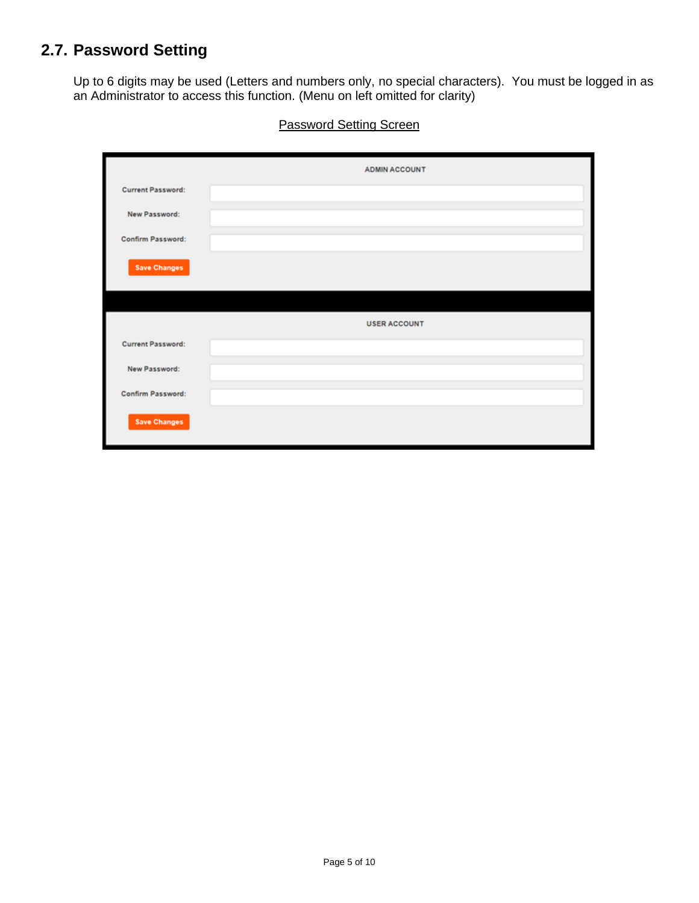## 2.7. Password Setting

Up to 6 digits may be used (Letters and numbers only, no special characters). You must be logged in as an Administrator to access this function. (Menu on left omitted for clarity)

Password Setting Screen

ADMIN ACCOUNT

Current Password:

New Password:

Confirm Password:

Save Changes

USER ACCOUNT

Current Password:

New Password:

Confirm Password:

Save Changes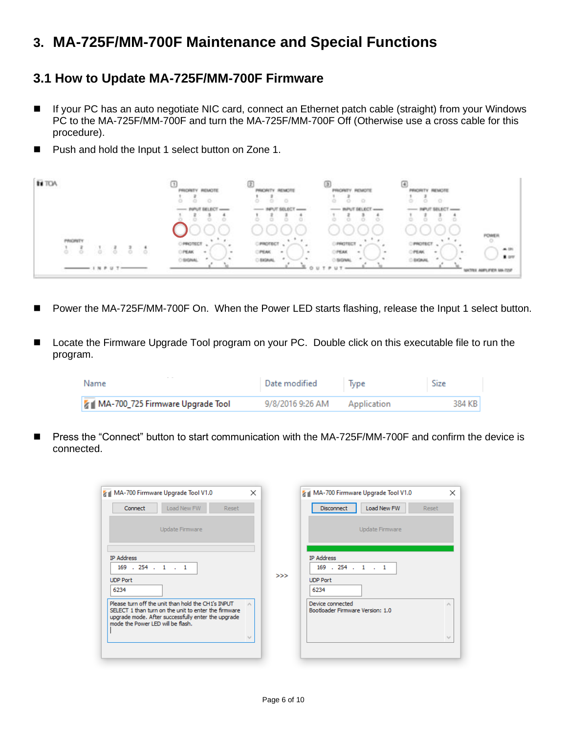# 3. MA-725F/MM-700F Maintenance and Special Functions

## 3.1 How to Update MA-725F/MM-700F Firmware

- If your PC has an auto negotiate NIC card, connect an Ethernet patch cable (straight) from your Windows PC to the MA-725F/MM-700F and turn the MA-725F/MM-700F Off (Otherwise use a cross cable for this procedure).
- Push and hold the Input 1 select button on Zone 1.

- Power the MA-725F/MM-700F On. When the Power LED starts flashing, release the Input 1 select button.

- Locate the Firmware Upgrade Tool program on your PC. Double click on this executable file to run the program.

| Name | Date modified | Type | Size |
|---|---|---|---|
| MA-700_725 Firmware Upgrade Tool | 9/8/2016 9:26 AM | Application | 384 KB |

- Press the “Connect” button to start communication with the MA-725F/MM-700F and confirm the device is connected.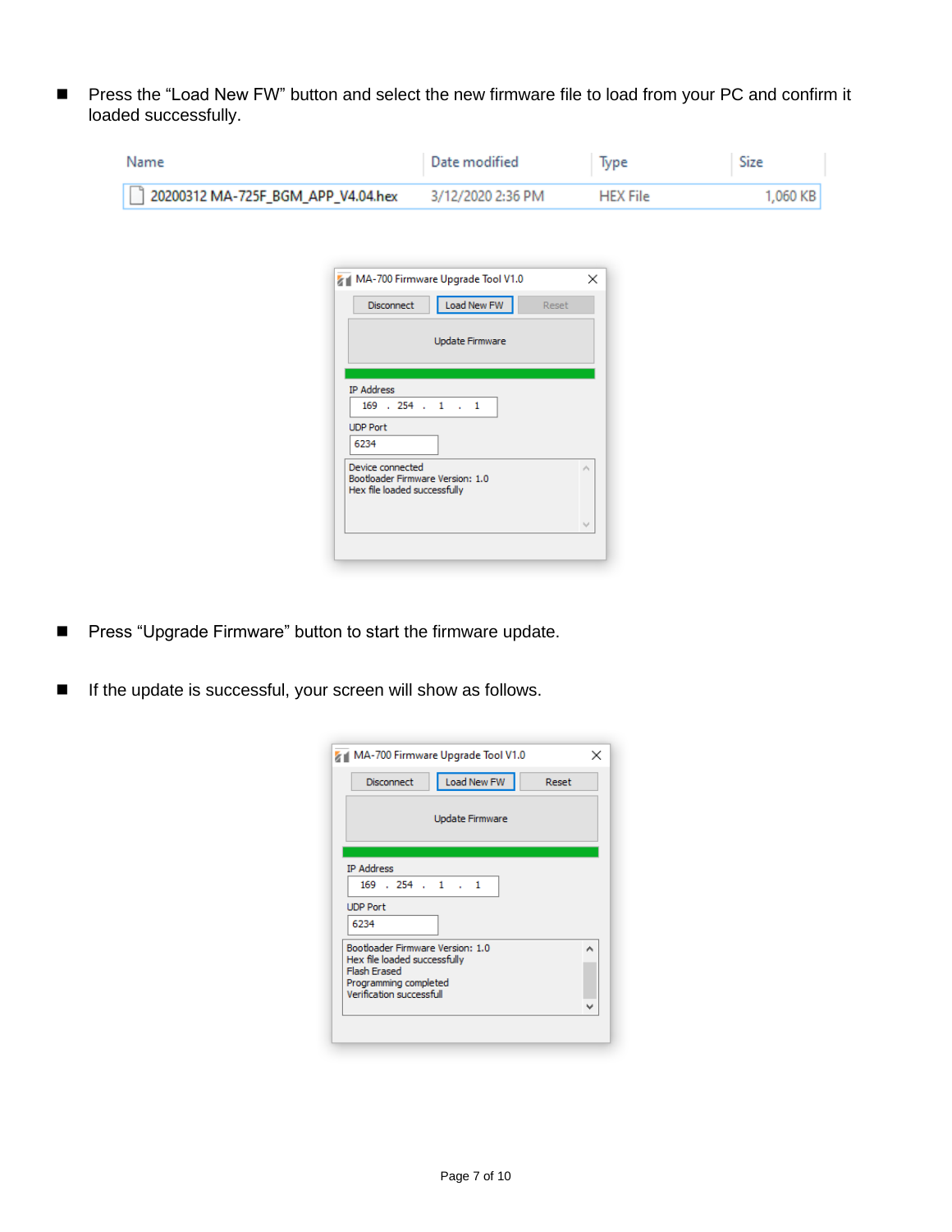- Press the “Load New FW” button and select the new firmware file to load from your PC and confirm it loaded successfully.

| Name | Date modified | Type | Size |
| --- | --- | --- | --- |
| 20200312 MA-725F_BGM_APP_V4.04.hex | 3/12/2020 2:36 PM | HEX File | 1,060 KB |

- Press “Upgrade Firmware” button to start the firmware update.

- If the update is successful, your screen will show as follows.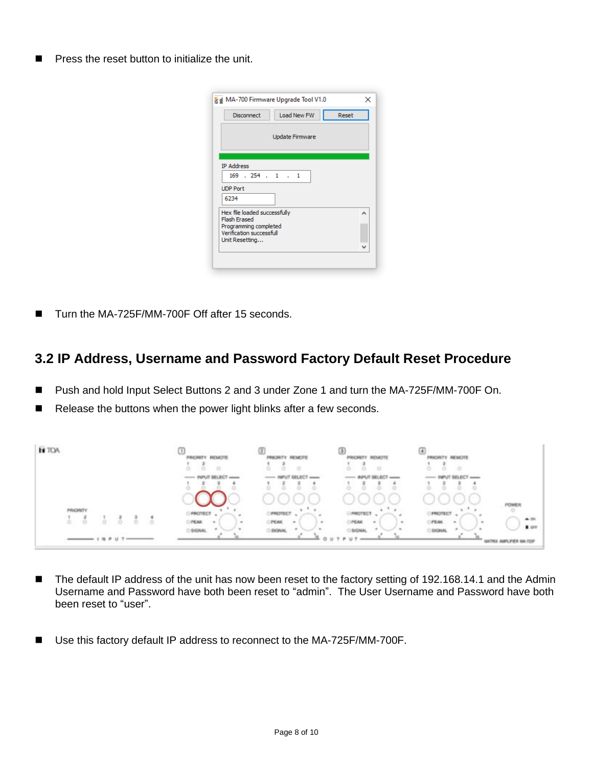- Press the reset button to initialize the unit.

- Turn the MA-725F/MM-700F Off after 15 seconds.

## 3.2 IP Address, Username and Password Factory Default Reset Procedure

- Push and hold Input Select Buttons 2 and 3 under Zone 1 and turn the MA-725F/MM-700F On.
- Release the buttons when the power light blinks after a few seconds.

- The default IP address of the unit has now been reset to the factory setting of 192.168.14.1 and the Admin Username and Password have both been reset to “admin”. The User Username and Password have both been reset to “user”.

- Use this factory default IP address to reconnect to the MA-725F/MM-700F.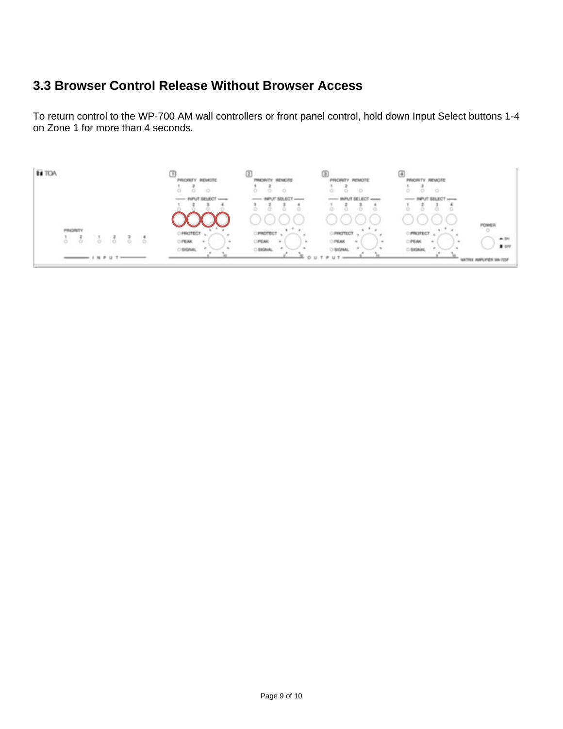### 3.3 Browser Control Release Without Browser Access

To return control to the WP-700 AM wall controllers or front panel control, hold down Input Select buttons 1-4 on Zone 1 for more than 4 seconds.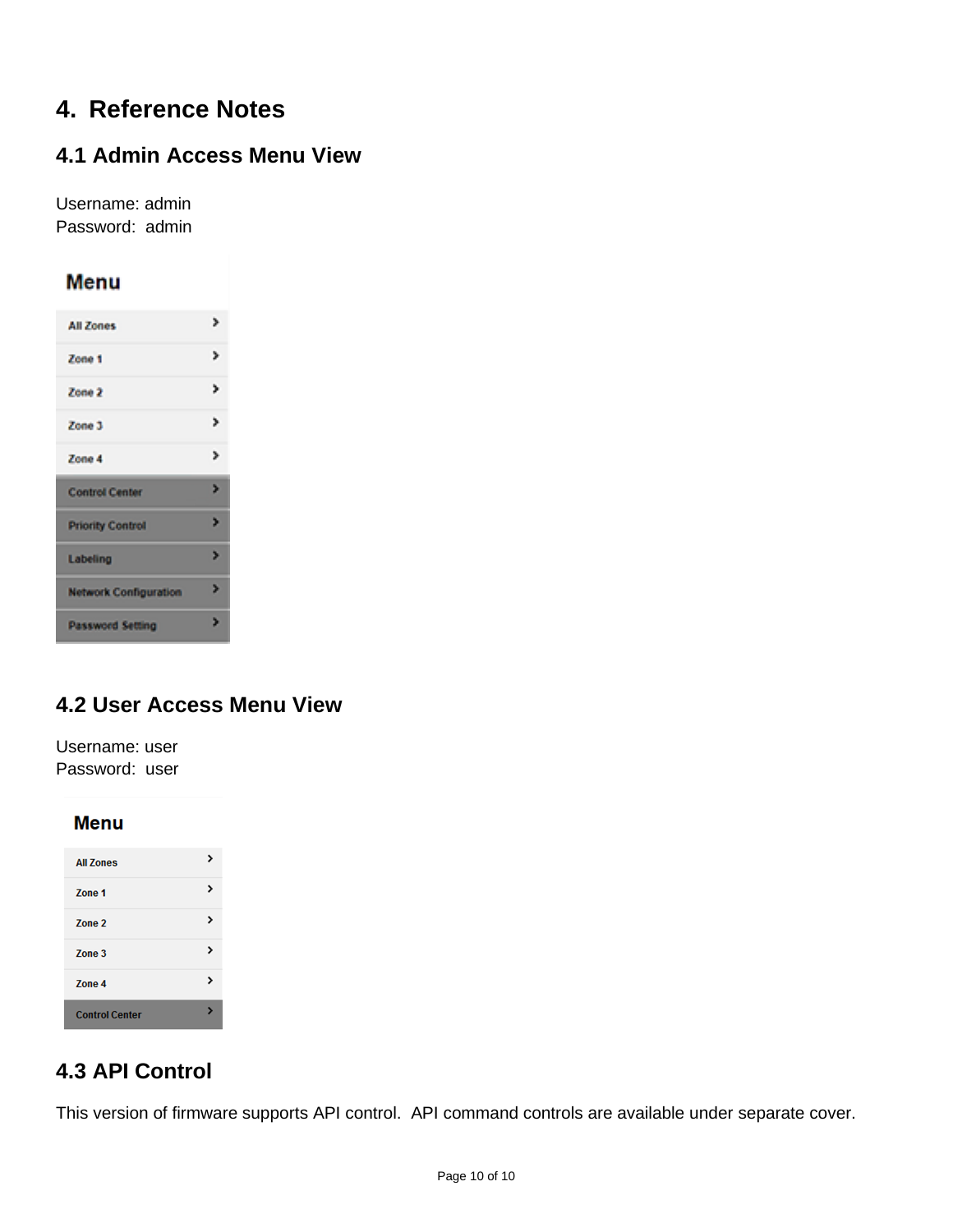# 4. Reference Notes

## 4.1 Admin Access Menu View

Username: admin
Password: admin

Menu

- All Zones
- Zone 1
- Zone 2
- Zone 3
- Zone 4
- Control Center
- Priority Control
- Labeling
- Network Configuration
- Password Setting

## 4.2 User Access Menu View

Username: user
Password: user

Menu

- All Zones
- Zone 1
- Zone 2
- Zone 3
- Zone 4
- Control Center

## 4.3 API Control

This version of firmware supports API control. API command controls are available under separate cover.